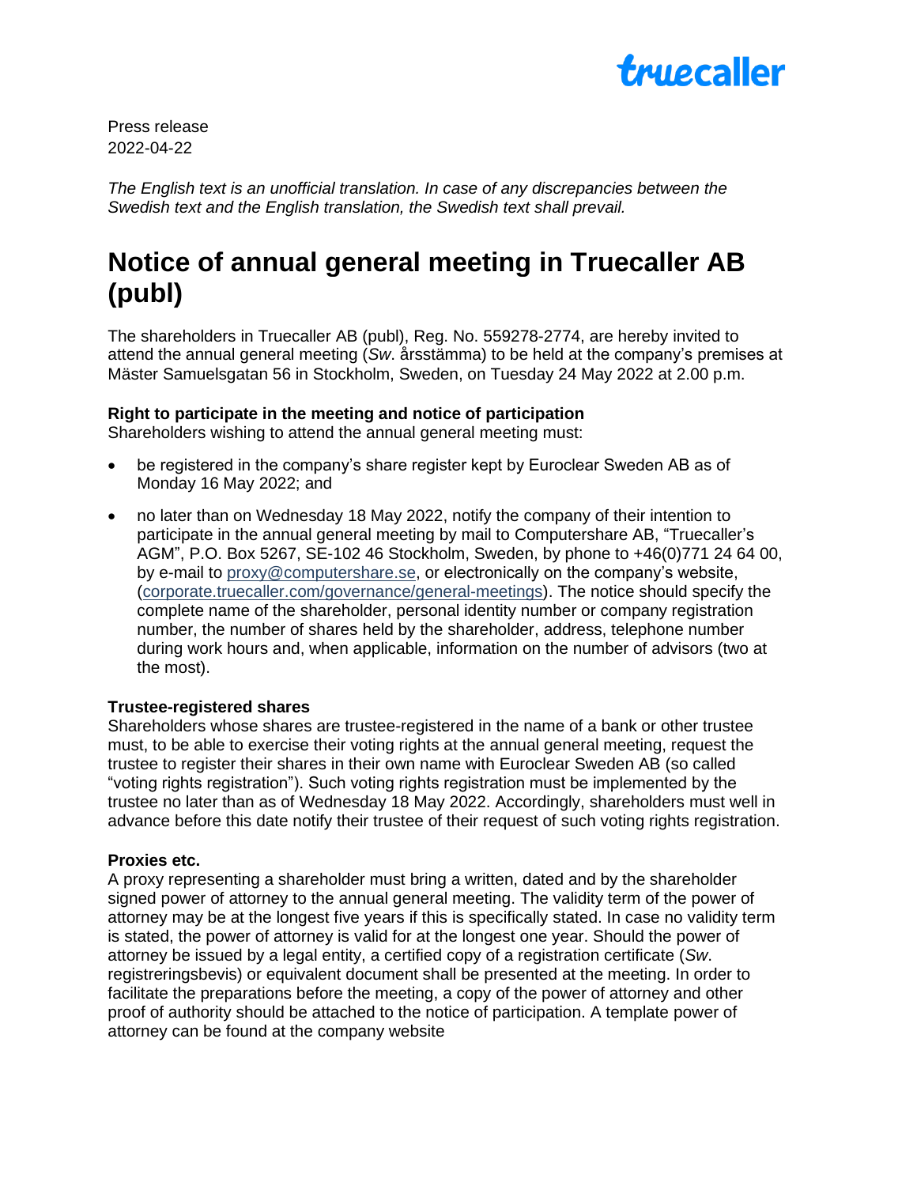Press release
2022-04-22

*The English text is an unofficial translation. In case of any discrepancies between the Swedish text and the English translation, the Swedish text shall prevail.*

# Notice of annual general meeting in Truecaller AB (publ)

The shareholders in Truecaller AB (publ), Reg. No. 559278-2774, are hereby invited to attend the annual general meeting (*Sw*. årsstämma) to be held at the company's premises at Mäster Samuelsgatan 56 in Stockholm, Sweden, on Tuesday 24 May 2022 at 2.00 p.m.

**Right to participate in the meeting and notice of participation**
Shareholders wishing to attend the annual general meeting must:

- be registered in the company's share register kept by Euroclear Sweden AB as of Monday 16 May 2022; and
- no later than on Wednesday 18 May 2022, notify the company of their intention to participate in the annual general meeting by mail to Computershare AB, "Truecaller's AGM", P.O. Box 5267, SE-102 46 Stockholm, Sweden, by phone to +46(0)771 24 64 00, by e-mail to proxy@computershare.se, or electronically on the company's website, (corporate.truecaller.com/governance/general-meetings). The notice should specify the complete name of the shareholder, personal identity number or company registration number, the number of shares held by the shareholder, address, telephone number during work hours and, when applicable, information on the number of advisors (two at the most).

**Trustee-registered shares**
Shareholders whose shares are trustee-registered in the name of a bank or other trustee must, to be able to exercise their voting rights at the annual general meeting, request the trustee to register their shares in their own name with Euroclear Sweden AB (so called "voting rights registration"). Such voting rights registration must be implemented by the trustee no later than as of Wednesday 18 May 2022. Accordingly, shareholders must well in advance before this date notify their trustee of their request of such voting rights registration.

**Proxies etc.**
A proxy representing a shareholder must bring a written, dated and by the shareholder signed power of attorney to the annual general meeting. The validity term of the power of attorney may be at the longest five years if this is specifically stated. In case no validity term is stated, the power of attorney is valid for at the longest one year. Should the power of attorney be issued by a legal entity, a certified copy of a registration certificate (*Sw*. registreringsbevis) or equivalent document shall be presented at the meeting. In order to facilitate the preparations before the meeting, a copy of the power of attorney and other proof of authority should be attached to the notice of participation. A template power of attorney can be found at the company website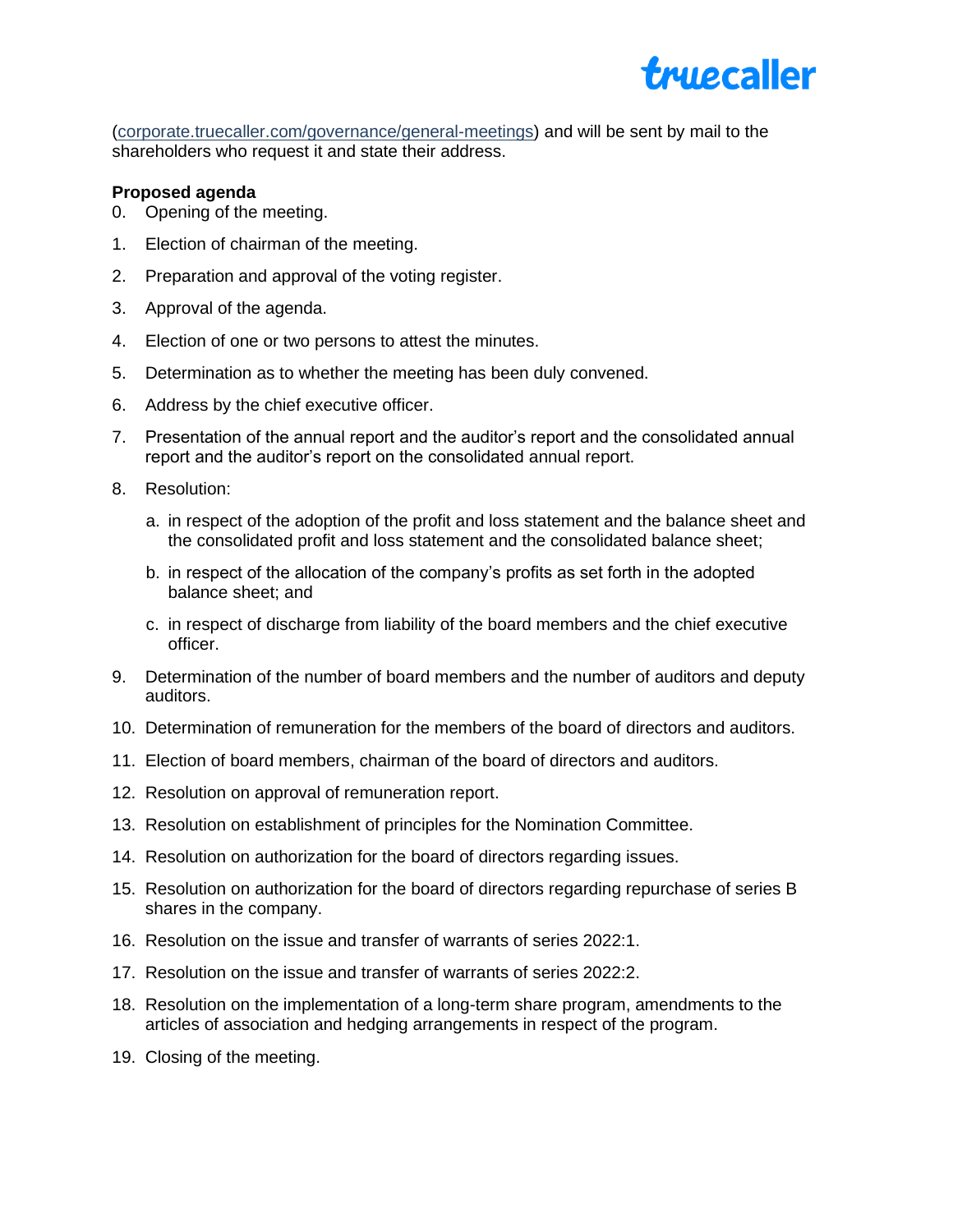([corporate.truecaller.com/governance/general-meetings](corporate.truecaller.com/governance/general-meetings)) and will be sent by mail to the shareholders who request it and state their address.

**Proposed agenda**

0. Opening of the meeting.
1. Election of chairman of the meeting.
2. Preparation and approval of the voting register.
3. Approval of the agenda.
4. Election of one or two persons to attest the minutes.
5. Determination as to whether the meeting has been duly convened.
6. Address by the chief executive officer.
7. Presentation of the annual report and the auditor's report and the consolidated annual report and the auditor's report on the consolidated annual report.
8. Resolution:
   a. in respect of the adoption of the profit and loss statement and the balance sheet and the consolidated profit and loss statement and the consolidated balance sheet;
   b. in respect of the allocation of the company's profits as set forth in the adopted balance sheet; and
   c. in respect of discharge from liability of the board members and the chief executive officer.
9. Determination of the number of board members and the number of auditors and deputy auditors.
10. Determination of remuneration for the members of the board of directors and auditors.
11. Election of board members, chairman of the board of directors and auditors.
12. Resolution on approval of remuneration report.
13. Resolution on establishment of principles for the Nomination Committee.
14. Resolution on authorization for the board of directors regarding issues.
15. Resolution on authorization for the board of directors regarding repurchase of series B shares in the company.
16. Resolution on the issue and transfer of warrants of series 2022:1.
17. Resolution on the issue and transfer of warrants of series 2022:2.
18. Resolution on the implementation of a long-term share program, amendments to the articles of association and hedging arrangements in respect of the program.
19. Closing of the meeting.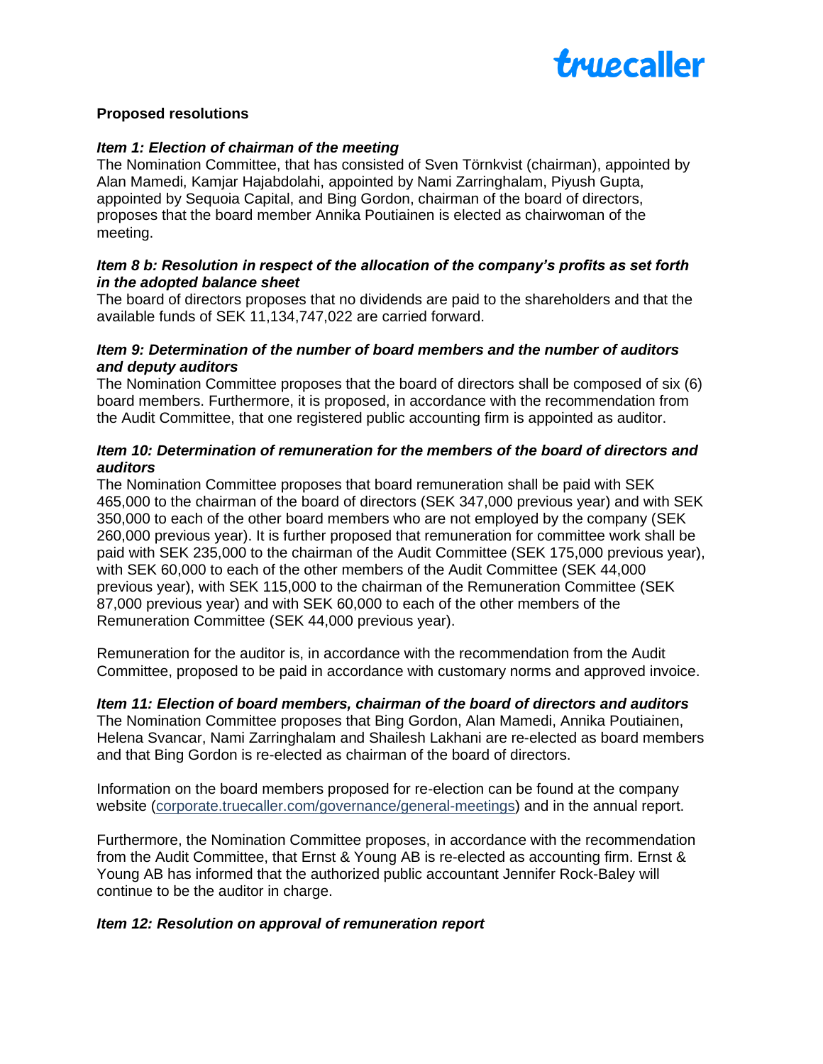## Proposed resolutions

### *Item 1: Election of chairman of the meeting*

The Nomination Committee, that has consisted of Sven Törnkvist (chairman), appointed by Alan Mamedi, Kamjar Hajabdolahi, appointed by Nami Zarringhalam, Piyush Gupta, appointed by Sequoia Capital, and Bing Gordon, chairman of the board of directors, proposes that the board member Annika Poutiainen is elected as chairwoman of the meeting.

### *Item 8 b: Resolution in respect of the allocation of the company's profits as set forth in the adopted balance sheet*

The board of directors proposes that no dividends are paid to the shareholders and that the available funds of SEK 11,134,747,022 are carried forward.

### *Item 9: Determination of the number of board members and the number of auditors and deputy auditors*

The Nomination Committee proposes that the board of directors shall be composed of six (6) board members. Furthermore, it is proposed, in accordance with the recommendation from the Audit Committee, that one registered public accounting firm is appointed as auditor.

### *Item 10: Determination of remuneration for the members of the board of directors and auditors*

The Nomination Committee proposes that board remuneration shall be paid with SEK 465,000 to the chairman of the board of directors (SEK 347,000 previous year) and with SEK 350,000 to each of the other board members who are not employed by the company (SEK 260,000 previous year). It is further proposed that remuneration for committee work shall be paid with SEK 235,000 to the chairman of the Audit Committee (SEK 175,000 previous year), with SEK 60,000 to each of the other members of the Audit Committee (SEK 44,000 previous year), with SEK 115,000 to the chairman of the Remuneration Committee (SEK 87,000 previous year) and with SEK 60,000 to each of the other members of the Remuneration Committee (SEK 44,000 previous year).

Remuneration for the auditor is, in accordance with the recommendation from the Audit Committee, proposed to be paid in accordance with customary norms and approved invoice.

### *Item 11: Election of board members, chairman of the board of directors and auditors*

The Nomination Committee proposes that Bing Gordon, Alan Mamedi, Annika Poutiainen, Helena Svancar, Nami Zarringhalam and Shailesh Lakhani are re-elected as board members and that Bing Gordon is re-elected as chairman of the board of directors.

Information on the board members proposed for re-election can be found at the company website (corporate.truecaller.com/governance/general-meetings) and in the annual report.

Furthermore, the Nomination Committee proposes, in accordance with the recommendation from the Audit Committee, that Ernst & Young AB is re-elected as accounting firm. Ernst & Young AB has informed that the authorized public accountant Jennifer Rock-Baley will continue to be the auditor in charge.

### *Item 12: Resolution on approval of remuneration report*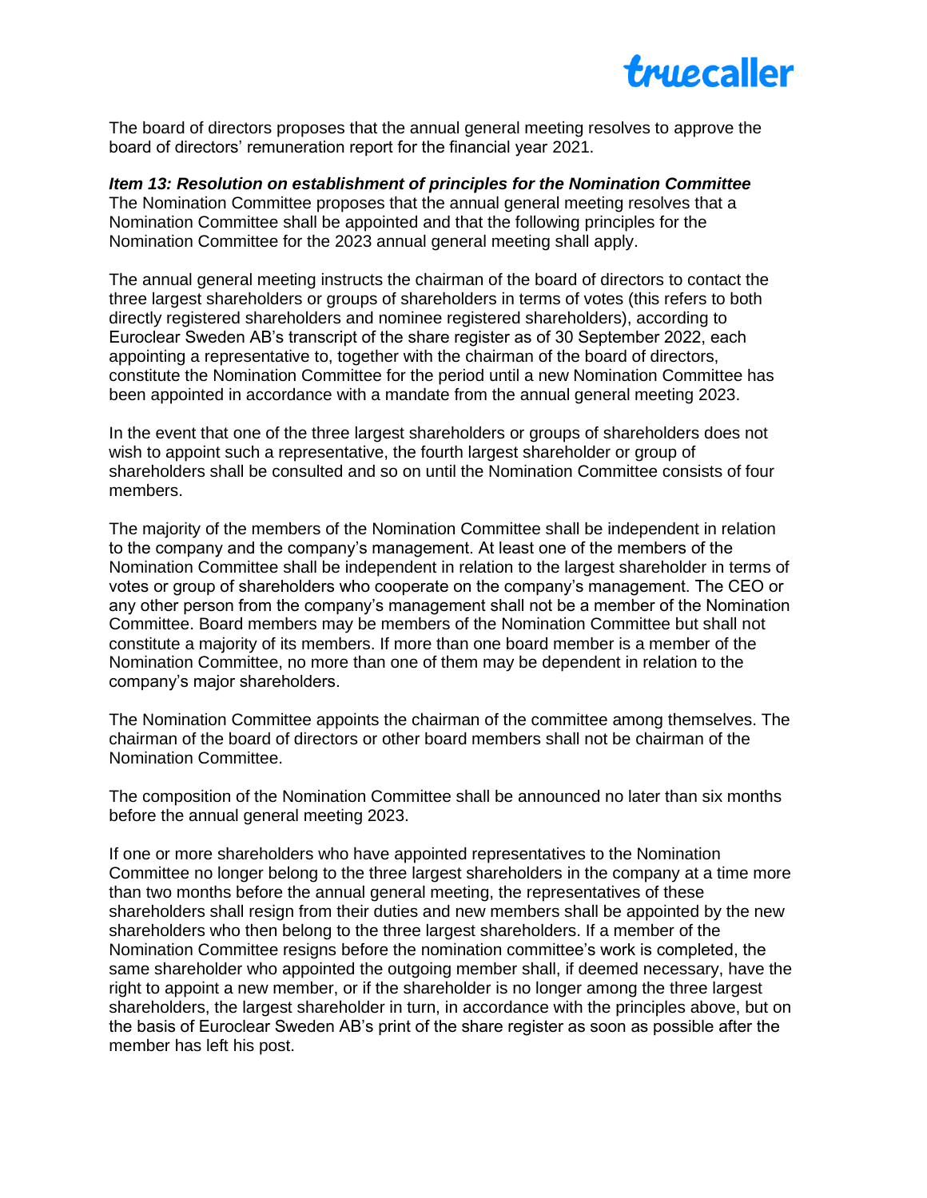The board of directors proposes that the annual general meeting resolves to approve the board of directors' remuneration report for the financial year 2021.

***Item 13: Resolution on establishment of principles for the Nomination Committee***
The Nomination Committee proposes that the annual general meeting resolves that a Nomination Committee shall be appointed and that the following principles for the Nomination Committee for the 2023 annual general meeting shall apply.

The annual general meeting instructs the chairman of the board of directors to contact the three largest shareholders or groups of shareholders in terms of votes (this refers to both directly registered shareholders and nominee registered shareholders), according to Euroclear Sweden AB's transcript of the share register as of 30 September 2022, each appointing a representative to, together with the chairman of the board of directors, constitute the Nomination Committee for the period until a new Nomination Committee has been appointed in accordance with a mandate from the annual general meeting 2023.

In the event that one of the three largest shareholders or groups of shareholders does not wish to appoint such a representative, the fourth largest shareholder or group of shareholders shall be consulted and so on until the Nomination Committee consists of four members.

The majority of the members of the Nomination Committee shall be independent in relation to the company and the company's management. At least one of the members of the Nomination Committee shall be independent in relation to the largest shareholder in terms of votes or group of shareholders who cooperate on the company's management. The CEO or any other person from the company's management shall not be a member of the Nomination Committee. Board members may be members of the Nomination Committee but shall not constitute a majority of its members. If more than one board member is a member of the Nomination Committee, no more than one of them may be dependent in relation to the company's major shareholders.

The Nomination Committee appoints the chairman of the committee among themselves. The chairman of the board of directors or other board members shall not be chairman of the Nomination Committee.

The composition of the Nomination Committee shall be announced no later than six months before the annual general meeting 2023.

If one or more shareholders who have appointed representatives to the Nomination Committee no longer belong to the three largest shareholders in the company at a time more than two months before the annual general meeting, the representatives of these shareholders shall resign from their duties and new members shall be appointed by the new shareholders who then belong to the three largest shareholders. If a member of the Nomination Committee resigns before the nomination committee's work is completed, the same shareholder who appointed the outgoing member shall, if deemed necessary, have the right to appoint a new member, or if the shareholder is no longer among the three largest shareholders, the largest shareholder in turn, in accordance with the principles above, but on the basis of Euroclear Sweden AB's print of the share register as soon as possible after the member has left his post.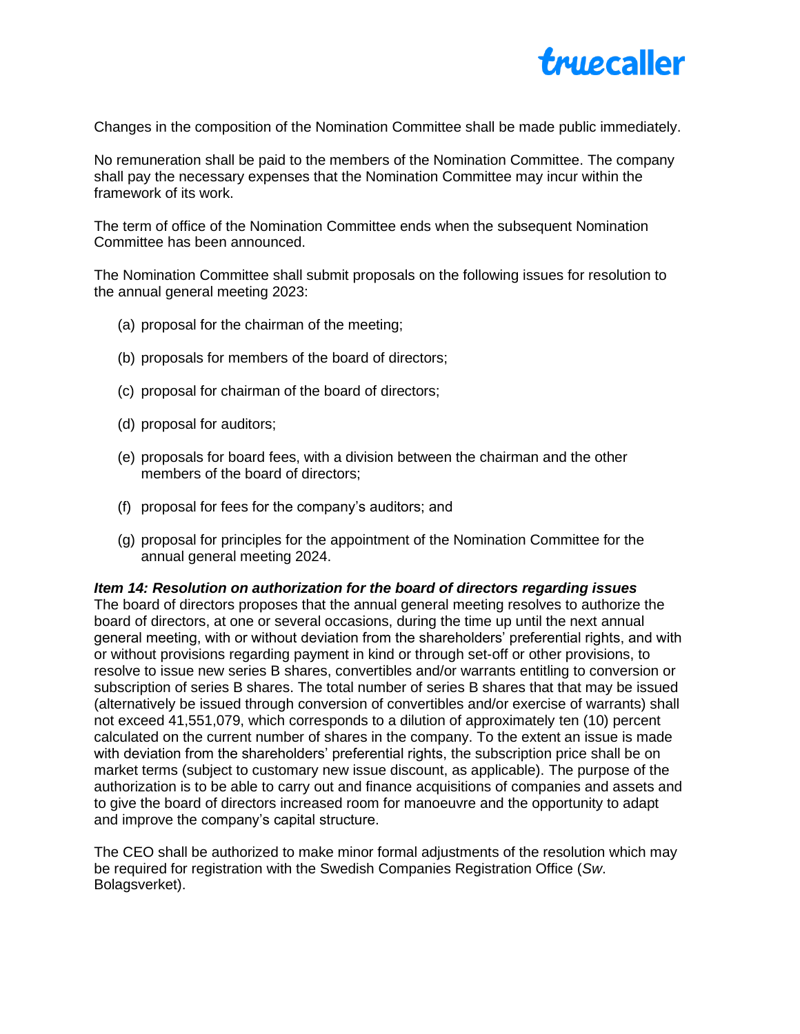Changes in the composition of the Nomination Committee shall be made public immediately.

No remuneration shall be paid to the members of the Nomination Committee. The company shall pay the necessary expenses that the Nomination Committee may incur within the framework of its work.

The term of office of the Nomination Committee ends when the subsequent Nomination Committee has been announced.

The Nomination Committee shall submit proposals on the following issues for resolution to the annual general meeting 2023:

(a) proposal for the chairman of the meeting;

(b) proposals for members of the board of directors;

(c) proposal for chairman of the board of directors;

(d) proposal for auditors;

(e) proposals for board fees, with a division between the chairman and the other members of the board of directors;

(f) proposal for fees for the company's auditors; and

(g) proposal for principles for the appointment of the Nomination Committee for the annual general meeting 2024.

***Item 14: Resolution on authorization for the board of directors regarding issues***

The board of directors proposes that the annual general meeting resolves to authorize the board of directors, at one or several occasions, during the time up until the next annual general meeting, with or without deviation from the shareholders' preferential rights, and with or without provisions regarding payment in kind or through set-off or other provisions, to resolve to issue new series B shares, convertibles and/or warrants entitling to conversion or subscription of series B shares. The total number of series B shares that that may be issued (alternatively be issued through conversion of convertibles and/or exercise of warrants) shall not exceed 41,551,079, which corresponds to a dilution of approximately ten (10) percent calculated on the current number of shares in the company. To the extent an issue is made with deviation from the shareholders' preferential rights, the subscription price shall be on market terms (subject to customary new issue discount, as applicable). The purpose of the authorization is to be able to carry out and finance acquisitions of companies and assets and to give the board of directors increased room for manoeuvre and the opportunity to adapt and improve the company's capital structure.

The CEO shall be authorized to make minor formal adjustments of the resolution which may be required for registration with the Swedish Companies Registration Office (*Sw*. Bolagsverket).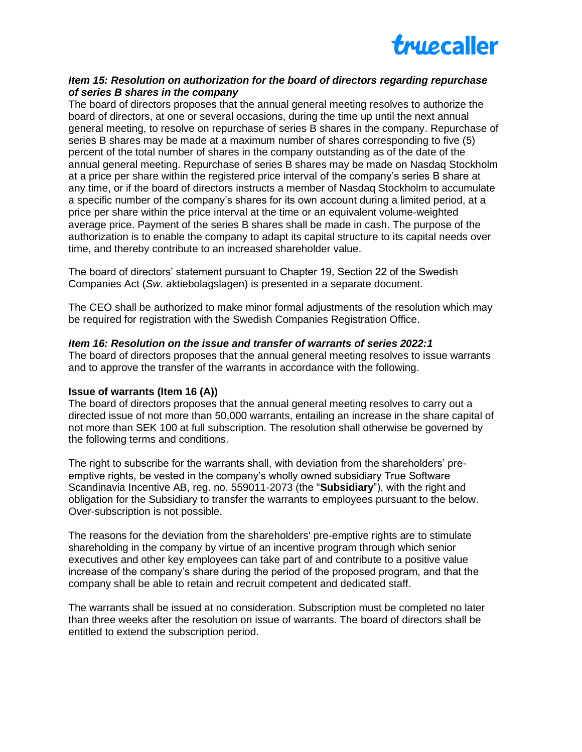***Item 15: Resolution on authorization for the board of directors regarding repurchase of series B shares in the company***

The board of directors proposes that the annual general meeting resolves to authorize the board of directors, at one or several occasions, during the time up until the next annual general meeting, to resolve on repurchase of series B shares in the company. Repurchase of series B shares may be made at a maximum number of shares corresponding to five (5) percent of the total number of shares in the company outstanding as of the date of the annual general meeting. Repurchase of series B shares may be made on Nasdaq Stockholm at a price per share within the registered price interval of the company's series B share at any time, or if the board of directors instructs a member of Nasdaq Stockholm to accumulate a specific number of the company's shares for its own account during a limited period, at a price per share within the price interval at the time or an equivalent volume-weighted average price. Payment of the series B shares shall be made in cash. The purpose of the authorization is to enable the company to adapt its capital structure to its capital needs over time, and thereby contribute to an increased shareholder value.

The board of directors' statement pursuant to Chapter 19, Section 22 of the Swedish Companies Act (*Sw*. aktiebolagslagen) is presented in a separate document.

The CEO shall be authorized to make minor formal adjustments of the resolution which may be required for registration with the Swedish Companies Registration Office.

***Item 16: Resolution on the issue and transfer of warrants of series 2022:1***

The board of directors proposes that the annual general meeting resolves to issue warrants and to approve the transfer of the warrants in accordance with the following.

**Issue of warrants (Item 16 (A))**

The board of directors proposes that the annual general meeting resolves to carry out a directed issue of not more than 50,000 warrants, entailing an increase in the share capital of not more than SEK 100 at full subscription. The resolution shall otherwise be governed by the following terms and conditions.

The right to subscribe for the warrants shall, with deviation from the shareholders' pre-emptive rights, be vested in the company's wholly owned subsidiary True Software Scandinavia Incentive AB, reg. no. 559011-2073 (the "**Subsidiary**"), with the right and obligation for the Subsidiary to transfer the warrants to employees pursuant to the below. Over-subscription is not possible.

The reasons for the deviation from the shareholders' pre-emptive rights are to stimulate shareholding in the company by virtue of an incentive program through which senior executives and other key employees can take part of and contribute to a positive value increase of the company's share during the period of the proposed program, and that the company shall be able to retain and recruit competent and dedicated staff.

The warrants shall be issued at no consideration. Subscription must be completed no later than three weeks after the resolution on issue of warrants. The board of directors shall be entitled to extend the subscription period.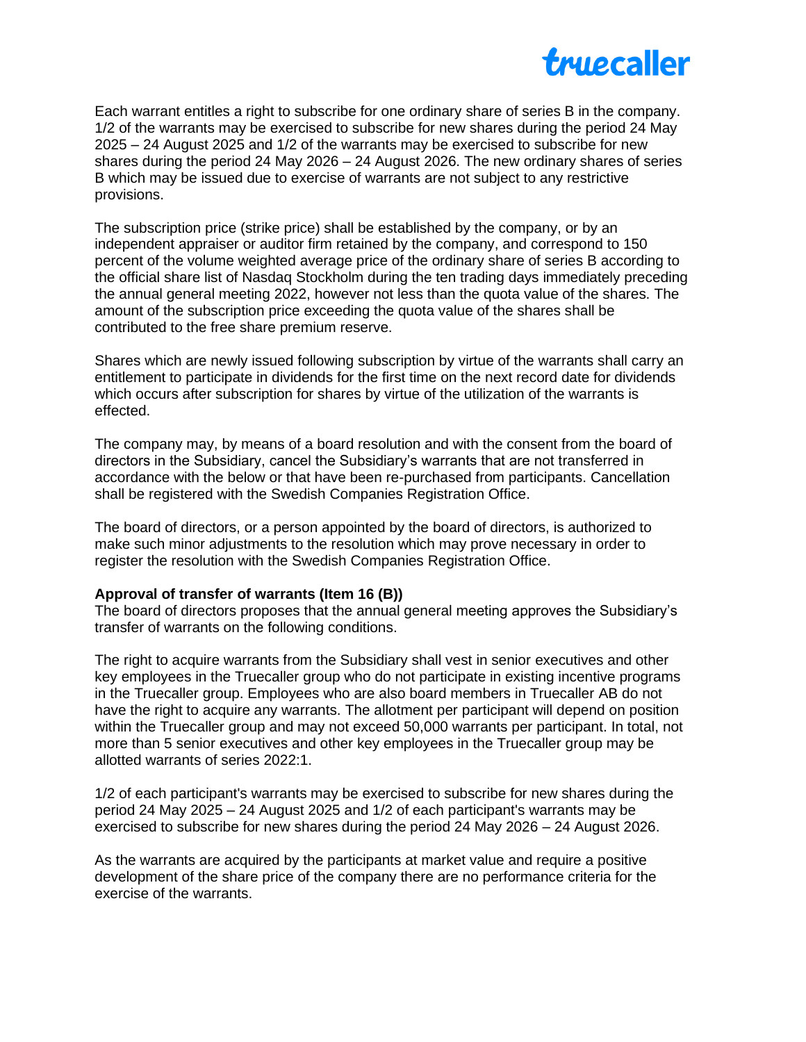Each warrant entitles a right to subscribe for one ordinary share of series B in the company. 1/2 of the warrants may be exercised to subscribe for new shares during the period 24 May 2025 – 24 August 2025 and 1/2 of the warrants may be exercised to subscribe for new shares during the period 24 May 2026 – 24 August 2026. The new ordinary shares of series B which may be issued due to exercise of warrants are not subject to any restrictive provisions.

The subscription price (strike price) shall be established by the company, or by an independent appraiser or auditor firm retained by the company, and correspond to 150 percent of the volume weighted average price of the ordinary share of series B according to the official share list of Nasdaq Stockholm during the ten trading days immediately preceding the annual general meeting 2022, however not less than the quota value of the shares. The amount of the subscription price exceeding the quota value of the shares shall be contributed to the free share premium reserve.

Shares which are newly issued following subscription by virtue of the warrants shall carry an entitlement to participate in dividends for the first time on the next record date for dividends which occurs after subscription for shares by virtue of the utilization of the warrants is effected.

The company may, by means of a board resolution and with the consent from the board of directors in the Subsidiary, cancel the Subsidiary's warrants that are not transferred in accordance with the below or that have been re-purchased from participants. Cancellation shall be registered with the Swedish Companies Registration Office.

The board of directors, or a person appointed by the board of directors, is authorized to make such minor adjustments to the resolution which may prove necessary in order to register the resolution with the Swedish Companies Registration Office.

**Approval of transfer of warrants (Item 16 (B))**

The board of directors proposes that the annual general meeting approves the Subsidiary's transfer of warrants on the following conditions.

The right to acquire warrants from the Subsidiary shall vest in senior executives and other key employees in the Truecaller group who do not participate in existing incentive programs in the Truecaller group. Employees who are also board members in Truecaller AB do not have the right to acquire any warrants. The allotment per participant will depend on position within the Truecaller group and may not exceed 50,000 warrants per participant. In total, not more than 5 senior executives and other key employees in the Truecaller group may be allotted warrants of series 2022:1.

1/2 of each participant's warrants may be exercised to subscribe for new shares during the period 24 May 2025 – 24 August 2025 and 1/2 of each participant's warrants may be exercised to subscribe for new shares during the period 24 May 2026 – 24 August 2026.

As the warrants are acquired by the participants at market value and require a positive development of the share price of the company there are no performance criteria for the exercise of the warrants.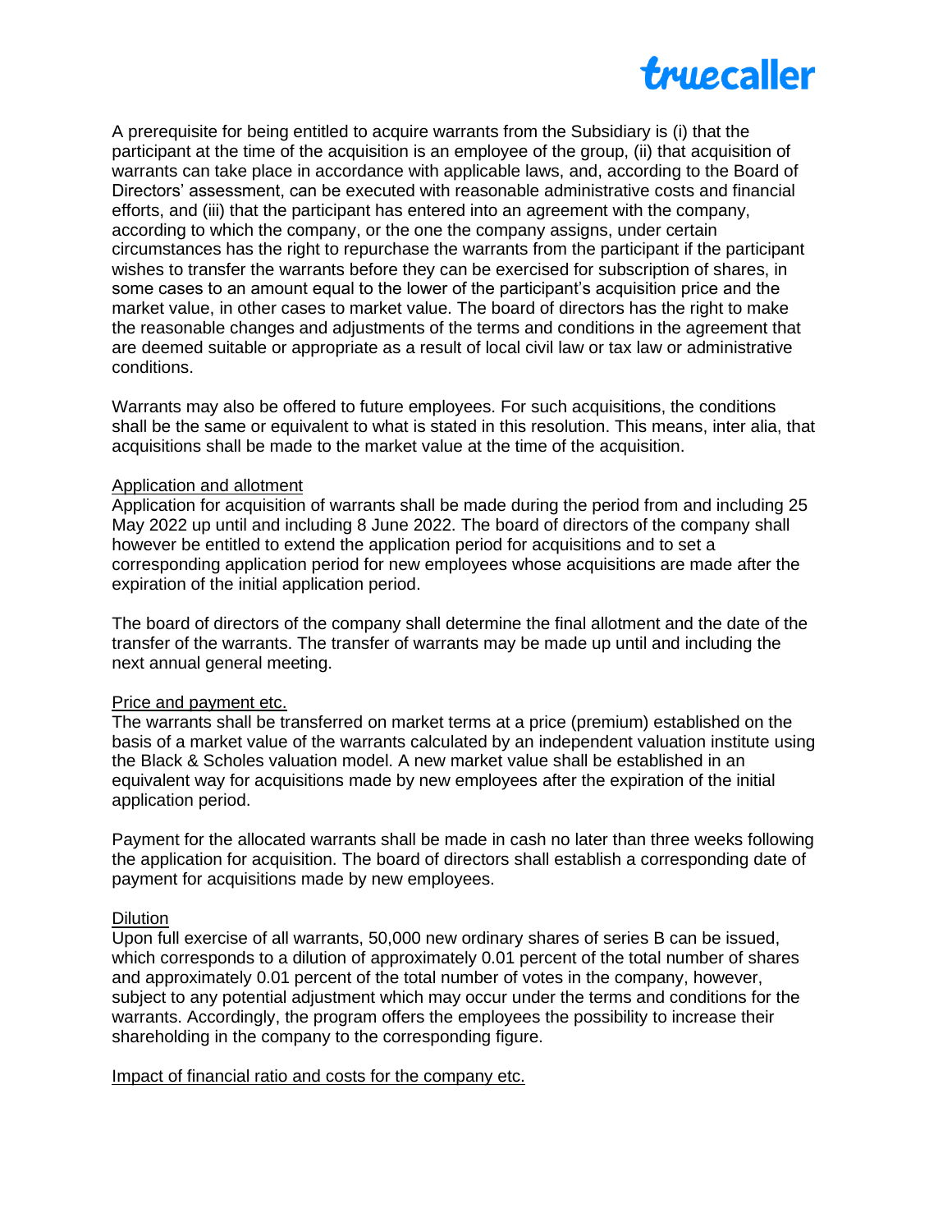A prerequisite for being entitled to acquire warrants from the Subsidiary is (i) that the participant at the time of the acquisition is an employee of the group, (ii) that acquisition of warrants can take place in accordance with applicable laws, and, according to the Board of Directors' assessment, can be executed with reasonable administrative costs and financial efforts, and (iii) that the participant has entered into an agreement with the company, according to which the company, or the one the company assigns, under certain circumstances has the right to repurchase the warrants from the participant if the participant wishes to transfer the warrants before they can be exercised for subscription of shares, in some cases to an amount equal to the lower of the participant's acquisition price and the market value, in other cases to market value. The board of directors has the right to make the reasonable changes and adjustments of the terms and conditions in the agreement that are deemed suitable or appropriate as a result of local civil law or tax law or administrative conditions.

Warrants may also be offered to future employees. For such acquisitions, the conditions shall be the same or equivalent to what is stated in this resolution. This means, inter alia, that acquisitions shall be made to the market value at the time of the acquisition.

Application and allotment

Application for acquisition of warrants shall be made during the period from and including 25 May 2022 up until and including 8 June 2022. The board of directors of the company shall however be entitled to extend the application period for acquisitions and to set a corresponding application period for new employees whose acquisitions are made after the expiration of the initial application period.

The board of directors of the company shall determine the final allotment and the date of the transfer of the warrants. The transfer of warrants may be made up until and including the next annual general meeting.

Price and payment etc.

The warrants shall be transferred on market terms at a price (premium) established on the basis of a market value of the warrants calculated by an independent valuation institute using the Black & Scholes valuation model. A new market value shall be established in an equivalent way for acquisitions made by new employees after the expiration of the initial application period.

Payment for the allocated warrants shall be made in cash no later than three weeks following the application for acquisition. The board of directors shall establish a corresponding date of payment for acquisitions made by new employees.

Dilution

Upon full exercise of all warrants, 50,000 new ordinary shares of series B can be issued, which corresponds to a dilution of approximately 0.01 percent of the total number of shares and approximately 0.01 percent of the total number of votes in the company, however, subject to any potential adjustment which may occur under the terms and conditions for the warrants. Accordingly, the program offers the employees the possibility to increase their shareholding in the company to the corresponding figure.

Impact of financial ratio and costs for the company etc.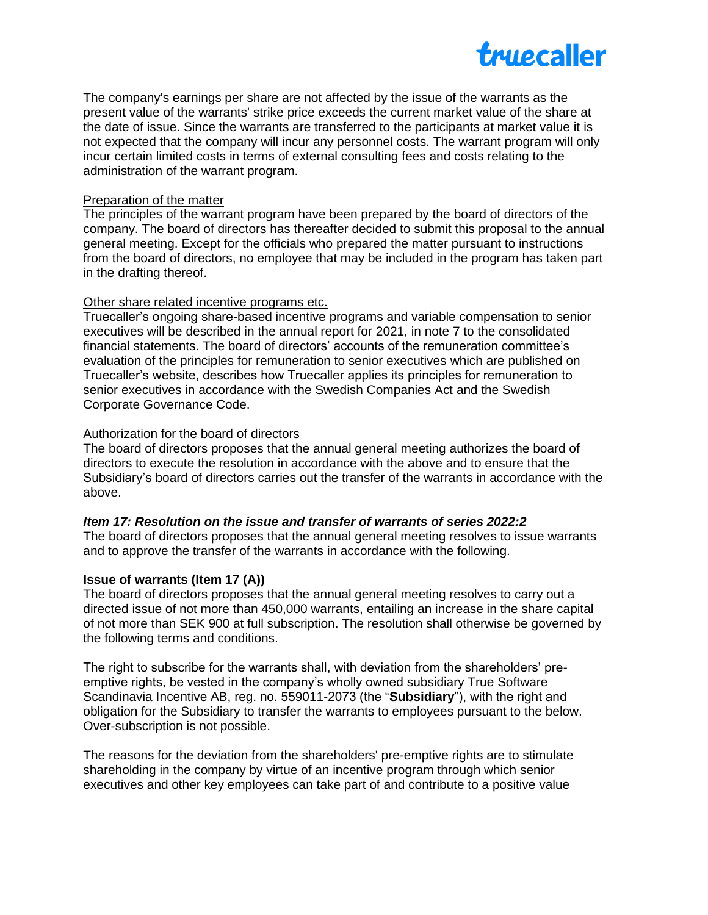The company's earnings per share are not affected by the issue of the warrants as the present value of the warrants' strike price exceeds the current market value of the share at the date of issue. Since the warrants are transferred to the participants at market value it is not expected that the company will incur any personnel costs. The warrant program will only incur certain limited costs in terms of external consulting fees and costs relating to the administration of the warrant program.

Preparation of the matter

The principles of the warrant program have been prepared by the board of directors of the company. The board of directors has thereafter decided to submit this proposal to the annual general meeting. Except for the officials who prepared the matter pursuant to instructions from the board of directors, no employee that may be included in the program has taken part in the drafting thereof.

Other share related incentive programs etc.

Truecaller's ongoing share-based incentive programs and variable compensation to senior executives will be described in the annual report for 2021, in note 7 to the consolidated financial statements. The board of directors' accounts of the remuneration committee's evaluation of the principles for remuneration to senior executives which are published on Truecaller's website, describes how Truecaller applies its principles for remuneration to senior executives in accordance with the Swedish Companies Act and the Swedish Corporate Governance Code.

Authorization for the board of directors

The board of directors proposes that the annual general meeting authorizes the board of directors to execute the resolution in accordance with the above and to ensure that the Subsidiary's board of directors carries out the transfer of the warrants in accordance with the above.

***Item 17: Resolution on the issue and transfer of warrants of series 2022:2***

The board of directors proposes that the annual general meeting resolves to issue warrants and to approve the transfer of the warrants in accordance with the following.

**Issue of warrants (Item 17 (A))**

The board of directors proposes that the annual general meeting resolves to carry out a directed issue of not more than 450,000 warrants, entailing an increase in the share capital of not more than SEK 900 at full subscription. The resolution shall otherwise be governed by the following terms and conditions.

The right to subscribe for the warrants shall, with deviation from the shareholders' pre-emptive rights, be vested in the company's wholly owned subsidiary True Software Scandinavia Incentive AB, reg. no. 559011-2073 (the "**Subsidiary**"), with the right and obligation for the Subsidiary to transfer the warrants to employees pursuant to the below. Over-subscription is not possible.

The reasons for the deviation from the shareholders' pre-emptive rights are to stimulate shareholding in the company by virtue of an incentive program through which senior executives and other key employees can take part of and contribute to a positive value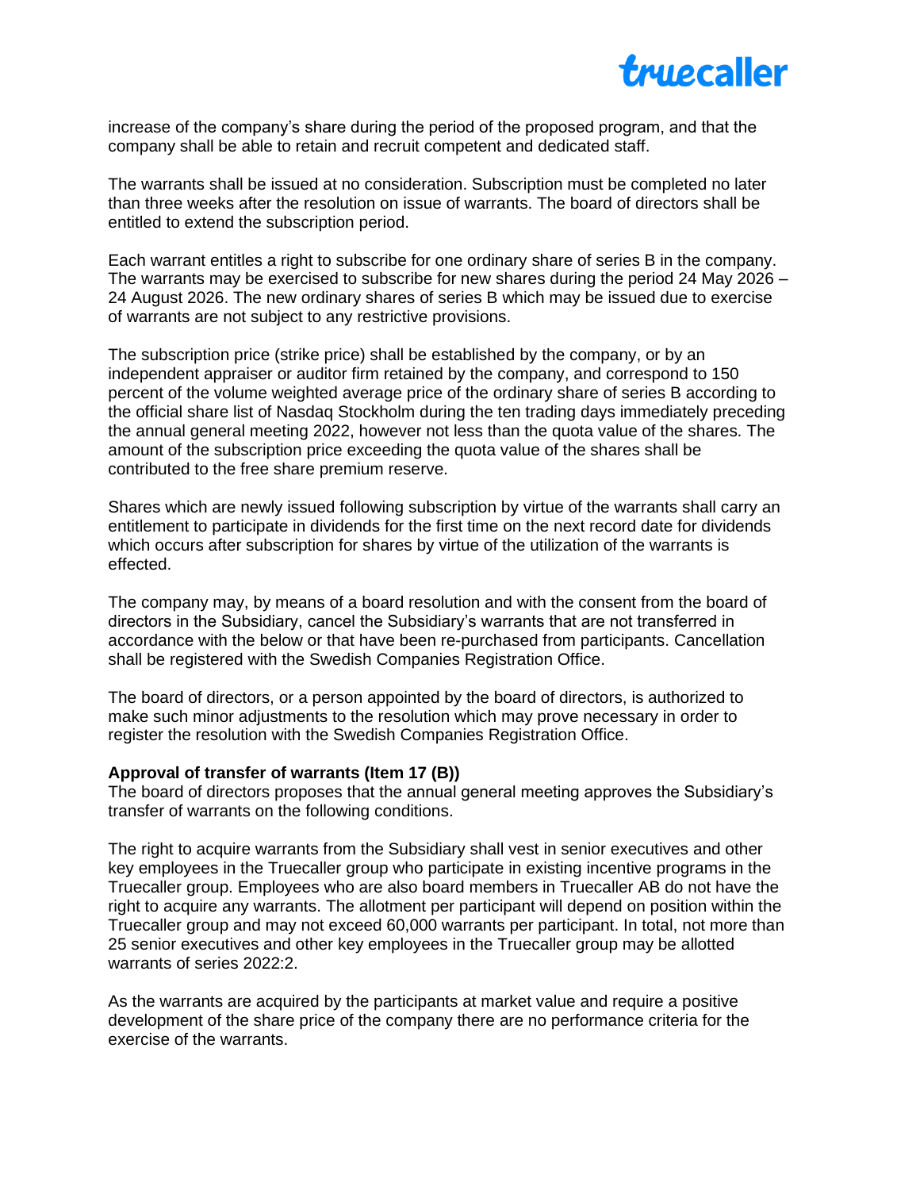increase of the company's share during the period of the proposed program, and that the company shall be able to retain and recruit competent and dedicated staff.

The warrants shall be issued at no consideration. Subscription must be completed no later than three weeks after the resolution on issue of warrants. The board of directors shall be entitled to extend the subscription period.

Each warrant entitles a right to subscribe for one ordinary share of series B in the company. The warrants may be exercised to subscribe for new shares during the period 24 May 2026 – 24 August 2026. The new ordinary shares of series B which may be issued due to exercise of warrants are not subject to any restrictive provisions.

The subscription price (strike price) shall be established by the company, or by an independent appraiser or auditor firm retained by the company, and correspond to 150 percent of the volume weighted average price of the ordinary share of series B according to the official share list of Nasdaq Stockholm during the ten trading days immediately preceding the annual general meeting 2022, however not less than the quota value of the shares. The amount of the subscription price exceeding the quota value of the shares shall be contributed to the free share premium reserve.

Shares which are newly issued following subscription by virtue of the warrants shall carry an entitlement to participate in dividends for the first time on the next record date for dividends which occurs after subscription for shares by virtue of the utilization of the warrants is effected.

The company may, by means of a board resolution and with the consent from the board of directors in the Subsidiary, cancel the Subsidiary's warrants that are not transferred in accordance with the below or that have been re-purchased from participants. Cancellation shall be registered with the Swedish Companies Registration Office.

The board of directors, or a person appointed by the board of directors, is authorized to make such minor adjustments to the resolution which may prove necessary in order to register the resolution with the Swedish Companies Registration Office.

**Approval of transfer of warrants (Item 17 (B))**

The board of directors proposes that the annual general meeting approves the Subsidiary's transfer of warrants on the following conditions.

The right to acquire warrants from the Subsidiary shall vest in senior executives and other key employees in the Truecaller group who participate in existing incentive programs in the Truecaller group. Employees who are also board members in Truecaller AB do not have the right to acquire any warrants. The allotment per participant will depend on position within the Truecaller group and may not exceed 60,000 warrants per participant. In total, not more than 25 senior executives and other key employees in the Truecaller group may be allotted warrants of series 2022:2.

As the warrants are acquired by the participants at market value and require a positive development of the share price of the company there are no performance criteria for the exercise of the warrants.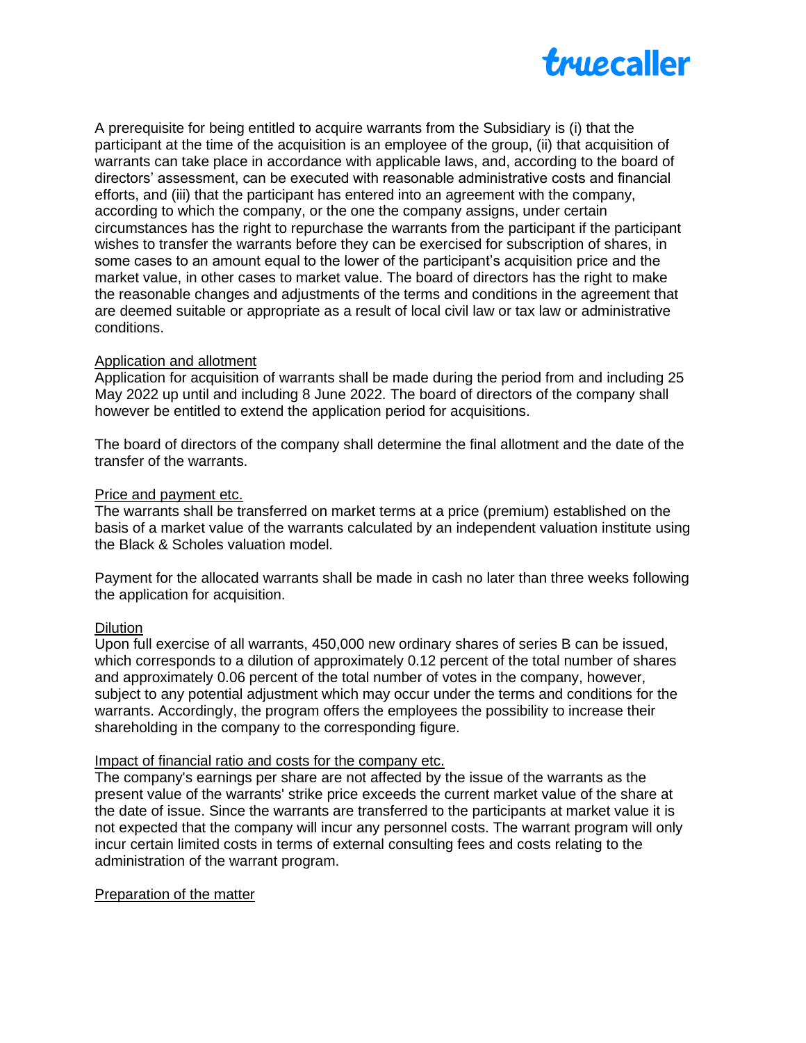A prerequisite for being entitled to acquire warrants from the Subsidiary is (i) that the participant at the time of the acquisition is an employee of the group, (ii) that acquisition of warrants can take place in accordance with applicable laws, and, according to the board of directors' assessment, can be executed with reasonable administrative costs and financial efforts, and (iii) that the participant has entered into an agreement with the company, according to which the company, or the one the company assigns, under certain circumstances has the right to repurchase the warrants from the participant if the participant wishes to transfer the warrants before they can be exercised for subscription of shares, in some cases to an amount equal to the lower of the participant's acquisition price and the market value, in other cases to market value. The board of directors has the right to make the reasonable changes and adjustments of the terms and conditions in the agreement that are deemed suitable or appropriate as a result of local civil law or tax law or administrative conditions.

<u>Application and allotment</u>

Application for acquisition of warrants shall be made during the period from and including 25 May 2022 up until and including 8 June 2022. The board of directors of the company shall however be entitled to extend the application period for acquisitions.

The board of directors of the company shall determine the final allotment and the date of the transfer of the warrants.

<u>Price and payment etc.</u>

The warrants shall be transferred on market terms at a price (premium) established on the basis of a market value of the warrants calculated by an independent valuation institute using the Black & Scholes valuation model.

Payment for the allocated warrants shall be made in cash no later than three weeks following the application for acquisition.

<u>Dilution</u>

Upon full exercise of all warrants, 450,000 new ordinary shares of series B can be issued, which corresponds to a dilution of approximately 0.12 percent of the total number of shares and approximately 0.06 percent of the total number of votes in the company, however, subject to any potential adjustment which may occur under the terms and conditions for the warrants. Accordingly, the program offers the employees the possibility to increase their shareholding in the company to the corresponding figure.

<u>Impact of financial ratio and costs for the company etc.</u>

The company's earnings per share are not affected by the issue of the warrants as the present value of the warrants' strike price exceeds the current market value of the share at the date of issue. Since the warrants are transferred to the participants at market value it is not expected that the company will incur any personnel costs. The warrant program will only incur certain limited costs in terms of external consulting fees and costs relating to the administration of the warrant program.

<u>Preparation of the matter</u>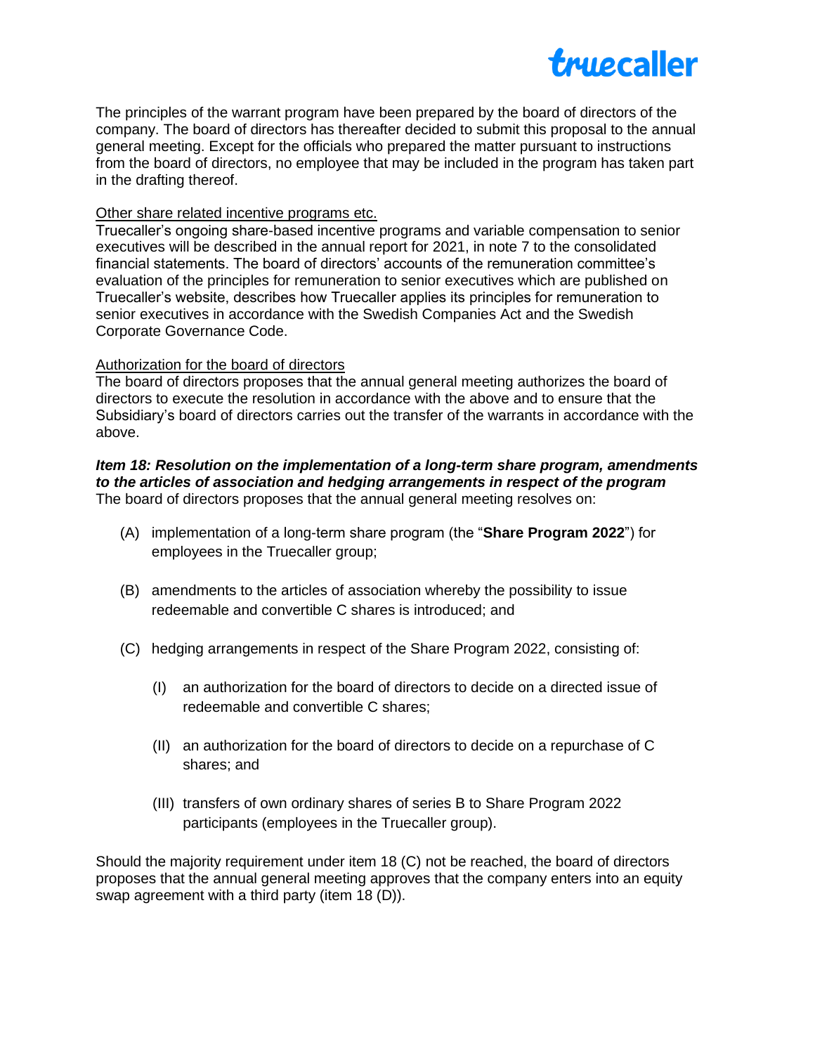The principles of the warrant program have been prepared by the board of directors of the company. The board of directors has thereafter decided to submit this proposal to the annual general meeting. Except for the officials who prepared the matter pursuant to instructions from the board of directors, no employee that may be included in the program has taken part in the drafting thereof.

Other share related incentive programs etc.

Truecaller's ongoing share-based incentive programs and variable compensation to senior executives will be described in the annual report for 2021, in note 7 to the consolidated financial statements. The board of directors' accounts of the remuneration committee's evaluation of the principles for remuneration to senior executives which are published on Truecaller's website, describes how Truecaller applies its principles for remuneration to senior executives in accordance with the Swedish Companies Act and the Swedish Corporate Governance Code.

Authorization for the board of directors

The board of directors proposes that the annual general meeting authorizes the board of directors to execute the resolution in accordance with the above and to ensure that the Subsidiary's board of directors carries out the transfer of the warrants in accordance with the above.

***Item 18: Resolution on the implementation of a long-term share program, amendments to the articles of association and hedging arrangements in respect of the program***

The board of directors proposes that the annual general meeting resolves on:

(A) implementation of a long-term share program (the "**Share Program 2022**") for employees in the Truecaller group;

(B) amendments to the articles of association whereby the possibility to issue redeemable and convertible C shares is introduced; and

(C) hedging arrangements in respect of the Share Program 2022, consisting of:

  (I) an authorization for the board of directors to decide on a directed issue of redeemable and convertible C shares;

  (II) an authorization for the board of directors to decide on a repurchase of C shares; and

  (III) transfers of own ordinary shares of series B to Share Program 2022 participants (employees in the Truecaller group).

Should the majority requirement under item 18 (C) not be reached, the board of directors proposes that the annual general meeting approves that the company enters into an equity swap agreement with a third party (item 18 (D)).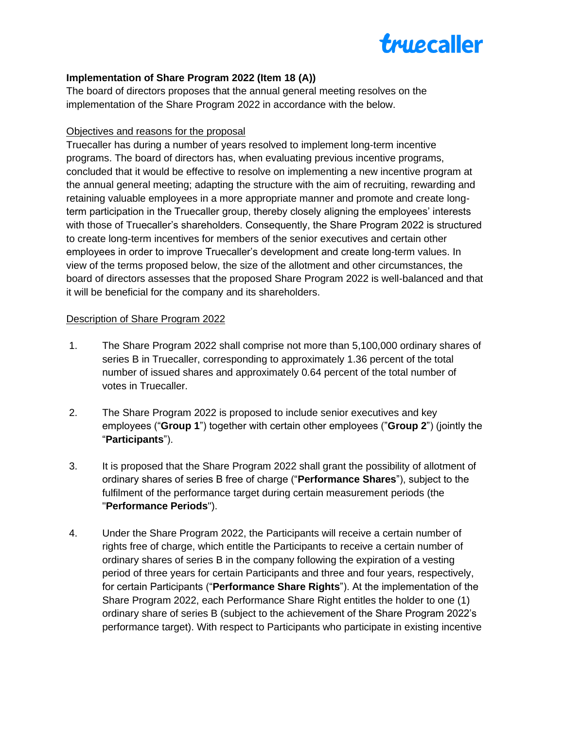**Implementation of Share Program 2022 (Item 18 (A))**

The board of directors proposes that the annual general meeting resolves on the implementation of the Share Program 2022 in accordance with the below.

Objectives and reasons for the proposal

Truecaller has during a number of years resolved to implement long-term incentive programs. The board of directors has, when evaluating previous incentive programs, concluded that it would be effective to resolve on implementing a new incentive program at the annual general meeting; adapting the structure with the aim of recruiting, rewarding and retaining valuable employees in a more appropriate manner and promote and create long-term participation in the Truecaller group, thereby closely aligning the employees' interests with those of Truecaller's shareholders. Consequently, the Share Program 2022 is structured to create long-term incentives for members of the senior executives and certain other employees in order to improve Truecaller's development and create long-term values. In view of the terms proposed below, the size of the allotment and other circumstances, the board of directors assesses that the proposed Share Program 2022 is well-balanced and that it will be beneficial for the company and its shareholders.

Description of Share Program 2022

1. The Share Program 2022 shall comprise not more than 5,100,000 ordinary shares of series B in Truecaller, corresponding to approximately 1.36 percent of the total number of issued shares and approximately 0.64 percent of the total number of votes in Truecaller.

2. The Share Program 2022 is proposed to include senior executives and key employees ("**Group 1**") together with certain other employees ("**Group 2**") (jointly the "**Participants**").

3. It is proposed that the Share Program 2022 shall grant the possibility of allotment of ordinary shares of series B free of charge ("**Performance Shares**"), subject to the fulfilment of the performance target during certain measurement periods (the "**Performance Periods**").

4. Under the Share Program 2022, the Participants will receive a certain number of rights free of charge, which entitle the Participants to receive a certain number of ordinary shares of series B in the company following the expiration of a vesting period of three years for certain Participants and three and four years, respectively, for certain Participants ("**Performance Share Rights**"). At the implementation of the Share Program 2022, each Performance Share Right entitles the holder to one (1) ordinary share of series B (subject to the achievement of the Share Program 2022's performance target). With respect to Participants who participate in existing incentive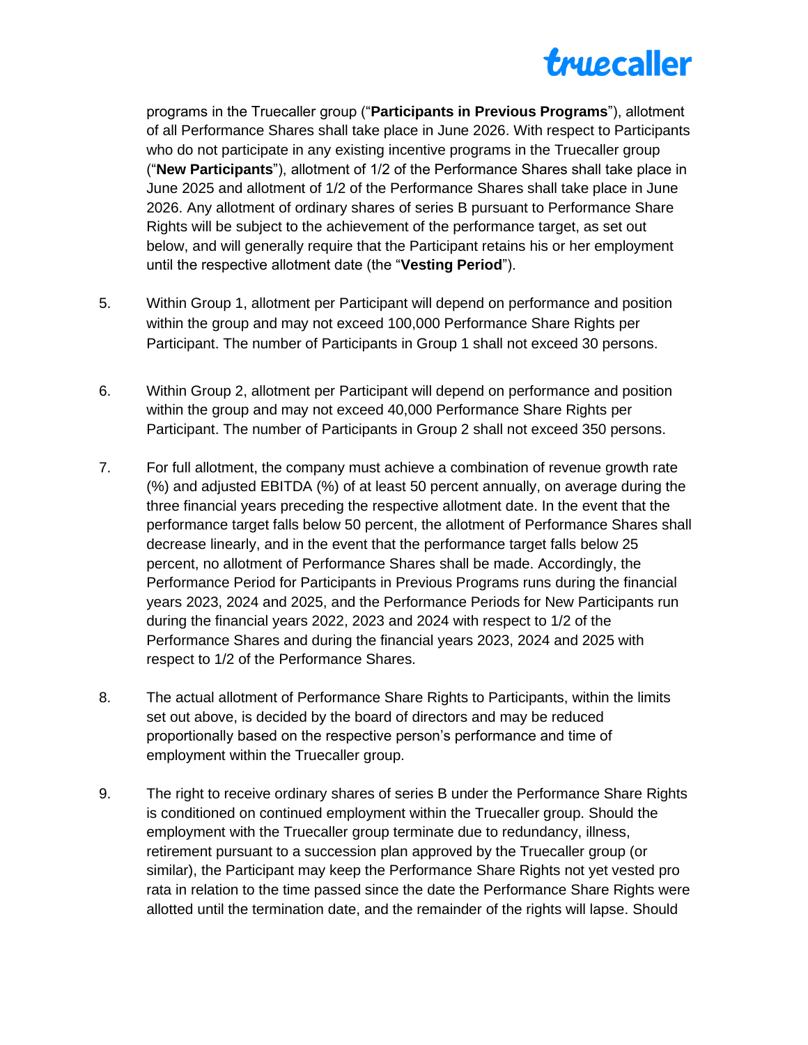programs in the Truecaller group ("**Participants in Previous Programs**"), allotment of all Performance Shares shall take place in June 2026. With respect to Participants who do not participate in any existing incentive programs in the Truecaller group ("**New Participants**"), allotment of 1/2 of the Performance Shares shall take place in June 2025 and allotment of 1/2 of the Performance Shares shall take place in June 2026. Any allotment of ordinary shares of series B pursuant to Performance Share Rights will be subject to the achievement of the performance target, as set out below, and will generally require that the Participant retains his or her employment until the respective allotment date (the "**Vesting Period**").

5. Within Group 1, allotment per Participant will depend on performance and position within the group and may not exceed 100,000 Performance Share Rights per Participant. The number of Participants in Group 1 shall not exceed 30 persons.

6. Within Group 2, allotment per Participant will depend on performance and position within the group and may not exceed 40,000 Performance Share Rights per Participant. The number of Participants in Group 2 shall not exceed 350 persons.

7. For full allotment, the company must achieve a combination of revenue growth rate (%) and adjusted EBITDA (%) of at least 50 percent annually, on average during the three financial years preceding the respective allotment date. In the event that the performance target falls below 50 percent, the allotment of Performance Shares shall decrease linearly, and in the event that the performance target falls below 25 percent, no allotment of Performance Shares shall be made. Accordingly, the Performance Period for Participants in Previous Programs runs during the financial years 2023, 2024 and 2025, and the Performance Periods for New Participants run during the financial years 2022, 2023 and 2024 with respect to 1/2 of the Performance Shares and during the financial years 2023, 2024 and 2025 with respect to 1/2 of the Performance Shares.

8. The actual allotment of Performance Share Rights to Participants, within the limits set out above, is decided by the board of directors and may be reduced proportionally based on the respective person's performance and time of employment within the Truecaller group.

9. The right to receive ordinary shares of series B under the Performance Share Rights is conditioned on continued employment within the Truecaller group. Should the employment with the Truecaller group terminate due to redundancy, illness, retirement pursuant to a succession plan approved by the Truecaller group (or similar), the Participant may keep the Performance Share Rights not yet vested pro rata in relation to the time passed since the date the Performance Share Rights were allotted until the termination date, and the remainder of the rights will lapse. Should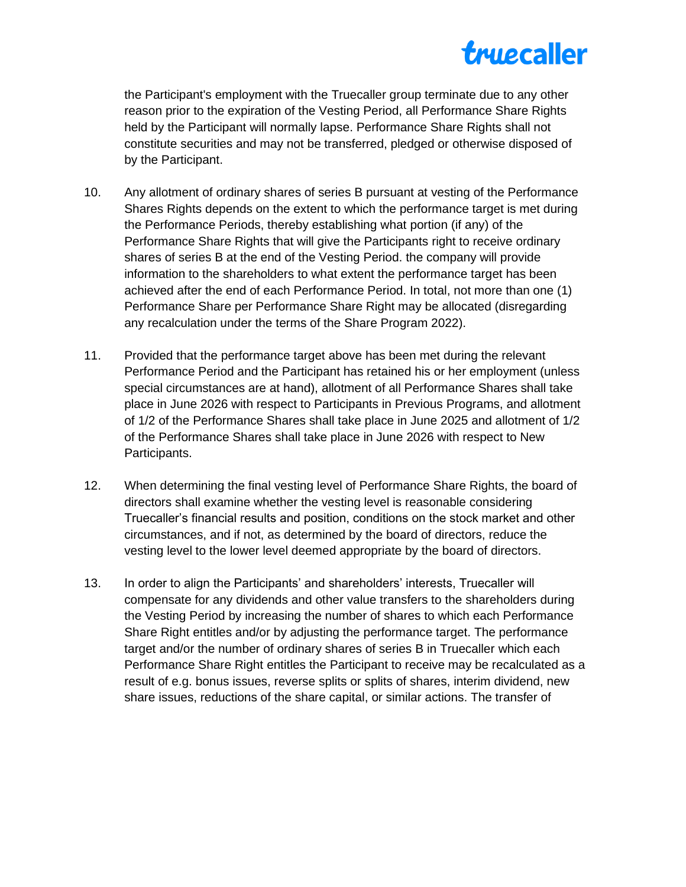the Participant's employment with the Truecaller group terminate due to any other reason prior to the expiration of the Vesting Period, all Performance Share Rights held by the Participant will normally lapse. Performance Share Rights shall not constitute securities and may not be transferred, pledged or otherwise disposed of by the Participant.

10. Any allotment of ordinary shares of series B pursuant at vesting of the Performance Shares Rights depends on the extent to which the performance target is met during the Performance Periods, thereby establishing what portion (if any) of the Performance Share Rights that will give the Participants right to receive ordinary shares of series B at the end of the Vesting Period. the company will provide information to the shareholders to what extent the performance target has been achieved after the end of each Performance Period. In total, not more than one (1) Performance Share per Performance Share Right may be allocated (disregarding any recalculation under the terms of the Share Program 2022).

11. Provided that the performance target above has been met during the relevant Performance Period and the Participant has retained his or her employment (unless special circumstances are at hand), allotment of all Performance Shares shall take place in June 2026 with respect to Participants in Previous Programs, and allotment of 1/2 of the Performance Shares shall take place in June 2025 and allotment of 1/2 of the Performance Shares shall take place in June 2026 with respect to New Participants.

12. When determining the final vesting level of Performance Share Rights, the board of directors shall examine whether the vesting level is reasonable considering Truecaller's financial results and position, conditions on the stock market and other circumstances, and if not, as determined by the board of directors, reduce the vesting level to the lower level deemed appropriate by the board of directors.

13. In order to align the Participants' and shareholders' interests, Truecaller will compensate for any dividends and other value transfers to the shareholders during the Vesting Period by increasing the number of shares to which each Performance Share Right entitles and/or by adjusting the performance target. The performance target and/or the number of ordinary shares of series B in Truecaller which each Performance Share Right entitles the Participant to receive may be recalculated as a result of e.g. bonus issues, reverse splits or splits of shares, interim dividend, new share issues, reductions of the share capital, or similar actions. The transfer of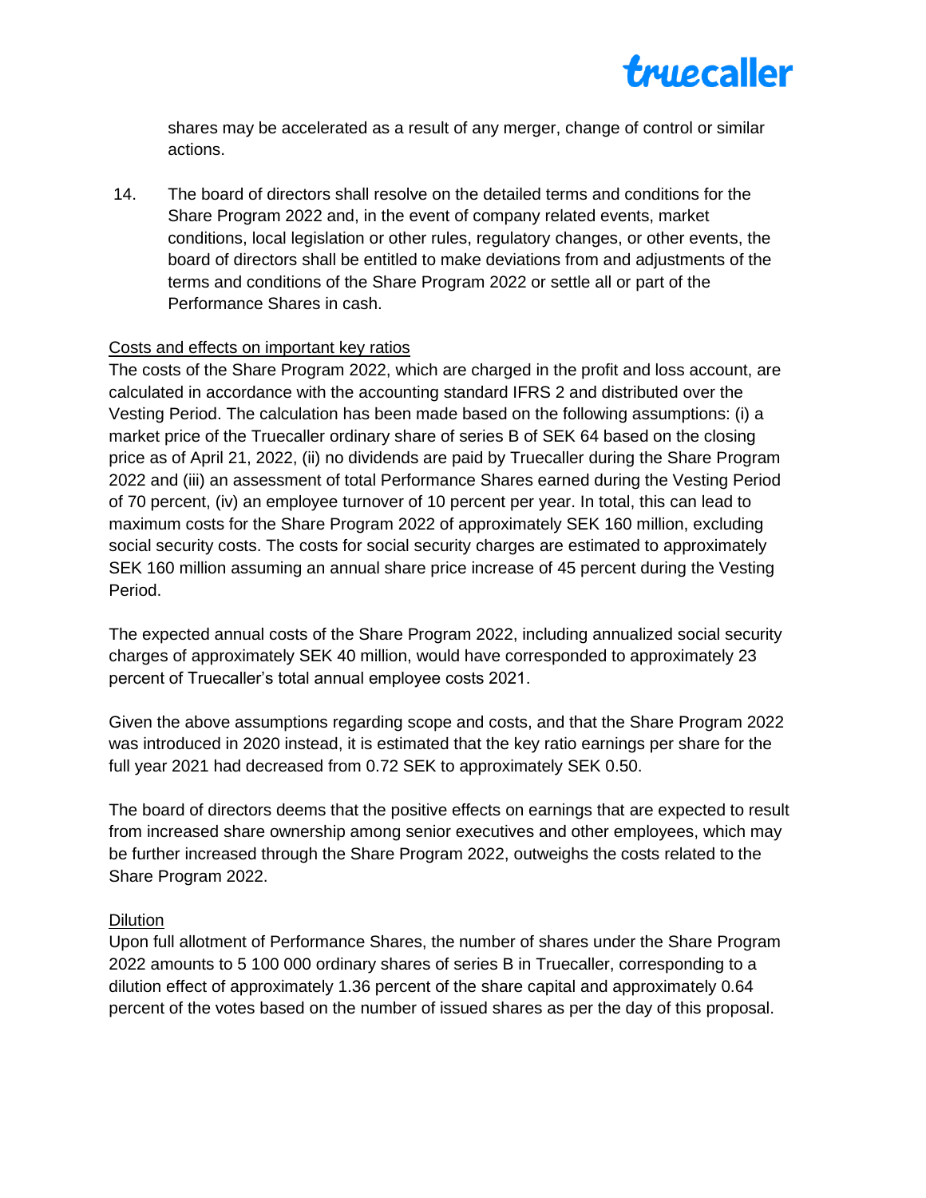shares may be accelerated as a result of any merger, change of control or similar actions.

14. The board of directors shall resolve on the detailed terms and conditions for the Share Program 2022 and, in the event of company related events, market conditions, local legislation or other rules, regulatory changes, or other events, the board of directors shall be entitled to make deviations from and adjustments of the terms and conditions of the Share Program 2022 or settle all or part of the Performance Shares in cash.

<u>Costs and effects on important key ratios</u>

The costs of the Share Program 2022, which are charged in the profit and loss account, are calculated in accordance with the accounting standard IFRS 2 and distributed over the Vesting Period. The calculation has been made based on the following assumptions: (i) a market price of the Truecaller ordinary share of series B of SEK 64 based on the closing price as of April 21, 2022, (ii) no dividends are paid by Truecaller during the Share Program 2022 and (iii) an assessment of total Performance Shares earned during the Vesting Period of 70 percent, (iv) an employee turnover of 10 percent per year. In total, this can lead to maximum costs for the Share Program 2022 of approximately SEK 160 million, excluding social security costs. The costs for social security charges are estimated to approximately SEK 160 million assuming an annual share price increase of 45 percent during the Vesting Period.

The expected annual costs of the Share Program 2022, including annualized social security charges of approximately SEK 40 million, would have corresponded to approximately 23 percent of Truecaller's total annual employee costs 2021.

Given the above assumptions regarding scope and costs, and that the Share Program 2022 was introduced in 2020 instead, it is estimated that the key ratio earnings per share for the full year 2021 had decreased from 0.72 SEK to approximately SEK 0.50.

The board of directors deems that the positive effects on earnings that are expected to result from increased share ownership among senior executives and other employees, which may be further increased through the Share Program 2022, outweighs the costs related to the Share Program 2022.

<u>Dilution</u>

Upon full allotment of Performance Shares, the number of shares under the Share Program 2022 amounts to 5 100 000 ordinary shares of series B in Truecaller, corresponding to a dilution effect of approximately 1.36 percent of the share capital and approximately 0.64 percent of the votes based on the number of issued shares as per the day of this proposal.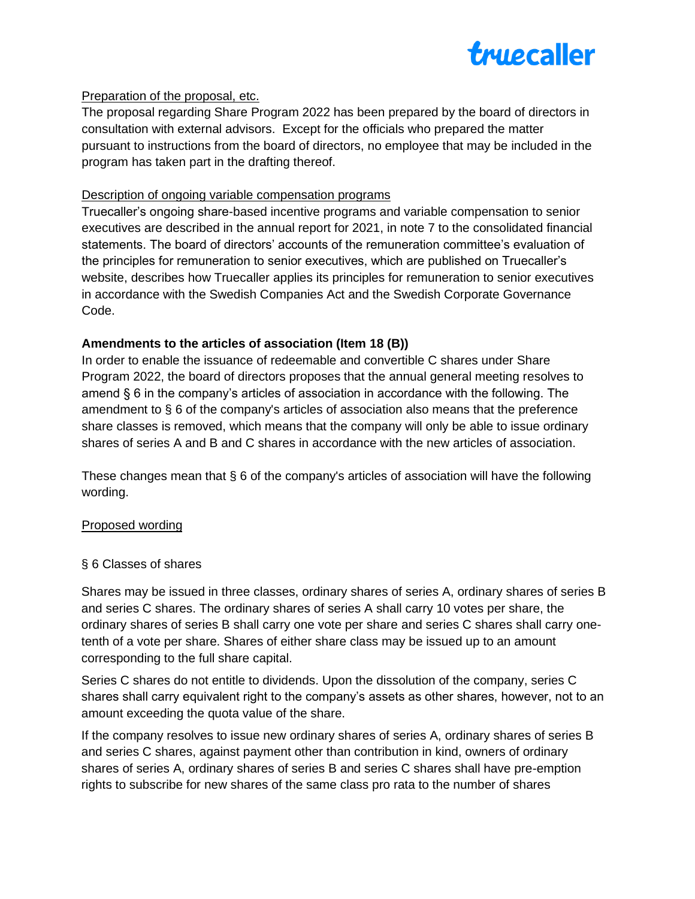Preparation of the proposal, etc.

The proposal regarding Share Program 2022 has been prepared by the board of directors in consultation with external advisors. Except for the officials who prepared the matter pursuant to instructions from the board of directors, no employee that may be included in the program has taken part in the drafting thereof.

Description of ongoing variable compensation programs

Truecaller's ongoing share-based incentive programs and variable compensation to senior executives are described in the annual report for 2021, in note 7 to the consolidated financial statements. The board of directors' accounts of the remuneration committee's evaluation of the principles for remuneration to senior executives, which are published on Truecaller's website, describes how Truecaller applies its principles for remuneration to senior executives in accordance with the Swedish Companies Act and the Swedish Corporate Governance Code.

**Amendments to the articles of association (Item 18 (B))**

In order to enable the issuance of redeemable and convertible C shares under Share Program 2022, the board of directors proposes that the annual general meeting resolves to amend § 6 in the company's articles of association in accordance with the following. The amendment to § 6 of the company's articles of association also means that the preference share classes is removed, which means that the company will only be able to issue ordinary shares of series A and B and C shares in accordance with the new articles of association.

These changes mean that § 6 of the company's articles of association will have the following wording.

Proposed wording

§ 6 Classes of shares

Shares may be issued in three classes, ordinary shares of series A, ordinary shares of series B and series C shares. The ordinary shares of series A shall carry 10 votes per share, the ordinary shares of series B shall carry one vote per share and series C shares shall carry one-tenth of a vote per share. Shares of either share class may be issued up to an amount corresponding to the full share capital.

Series C shares do not entitle to dividends. Upon the dissolution of the company, series C shares shall carry equivalent right to the company's assets as other shares, however, not to an amount exceeding the quota value of the share.

If the company resolves to issue new ordinary shares of series A, ordinary shares of series B and series C shares, against payment other than contribution in kind, owners of ordinary shares of series A, ordinary shares of series B and series C shares shall have pre-emption rights to subscribe for new shares of the same class pro rata to the number of shares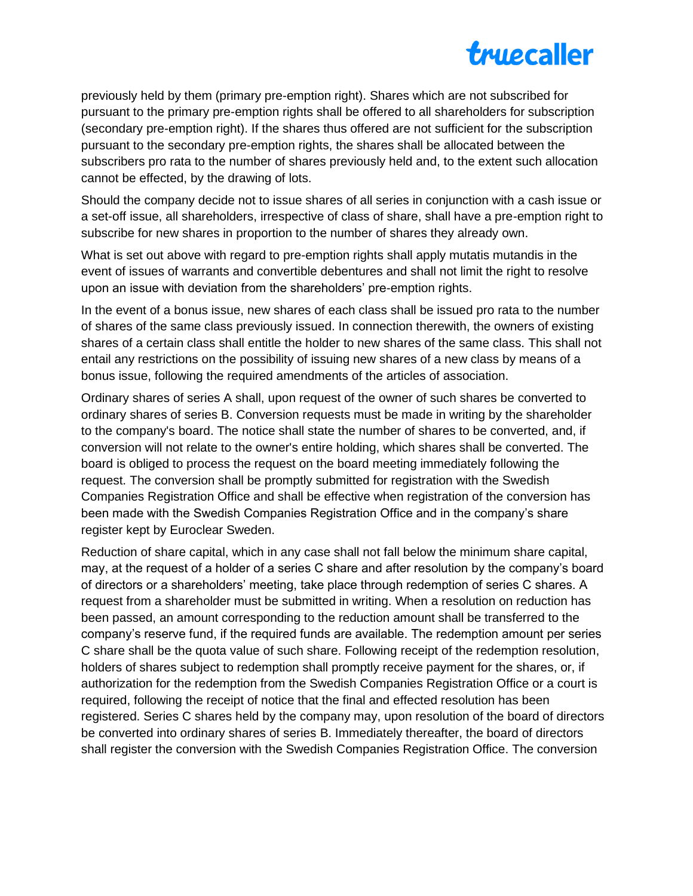previously held by them (primary pre-emption right). Shares which are not subscribed for pursuant to the primary pre-emption rights shall be offered to all shareholders for subscription (secondary pre-emption right). If the shares thus offered are not sufficient for the subscription pursuant to the secondary pre-emption rights, the shares shall be allocated between the subscribers pro rata to the number of shares previously held and, to the extent such allocation cannot be effected, by the drawing of lots.

Should the company decide not to issue shares of all series in conjunction with a cash issue or a set-off issue, all shareholders, irrespective of class of share, shall have a pre-emption right to subscribe for new shares in proportion to the number of shares they already own.

What is set out above with regard to pre-emption rights shall apply mutatis mutandis in the event of issues of warrants and convertible debentures and shall not limit the right to resolve upon an issue with deviation from the shareholders' pre-emption rights.

In the event of a bonus issue, new shares of each class shall be issued pro rata to the number of shares of the same class previously issued. In connection therewith, the owners of existing shares of a certain class shall entitle the holder to new shares of the same class. This shall not entail any restrictions on the possibility of issuing new shares of a new class by means of a bonus issue, following the required amendments of the articles of association.

Ordinary shares of series A shall, upon request of the owner of such shares be converted to ordinary shares of series B. Conversion requests must be made in writing by the shareholder to the company's board. The notice shall state the number of shares to be converted, and, if conversion will not relate to the owner's entire holding, which shares shall be converted. The board is obliged to process the request on the board meeting immediately following the request. The conversion shall be promptly submitted for registration with the Swedish Companies Registration Office and shall be effective when registration of the conversion has been made with the Swedish Companies Registration Office and in the company's share register kept by Euroclear Sweden.

Reduction of share capital, which in any case shall not fall below the minimum share capital, may, at the request of a holder of a series C share and after resolution by the company's board of directors or a shareholders' meeting, take place through redemption of series C shares. A request from a shareholder must be submitted in writing. When a resolution on reduction has been passed, an amount corresponding to the reduction amount shall be transferred to the company's reserve fund, if the required funds are available. The redemption amount per series C share shall be the quota value of such share. Following receipt of the redemption resolution, holders of shares subject to redemption shall promptly receive payment for the shares, or, if authorization for the redemption from the Swedish Companies Registration Office or a court is required, following the receipt of notice that the final and effected resolution has been registered. Series C shares held by the company may, upon resolution of the board of directors be converted into ordinary shares of series B. Immediately thereafter, the board of directors shall register the conversion with the Swedish Companies Registration Office. The conversion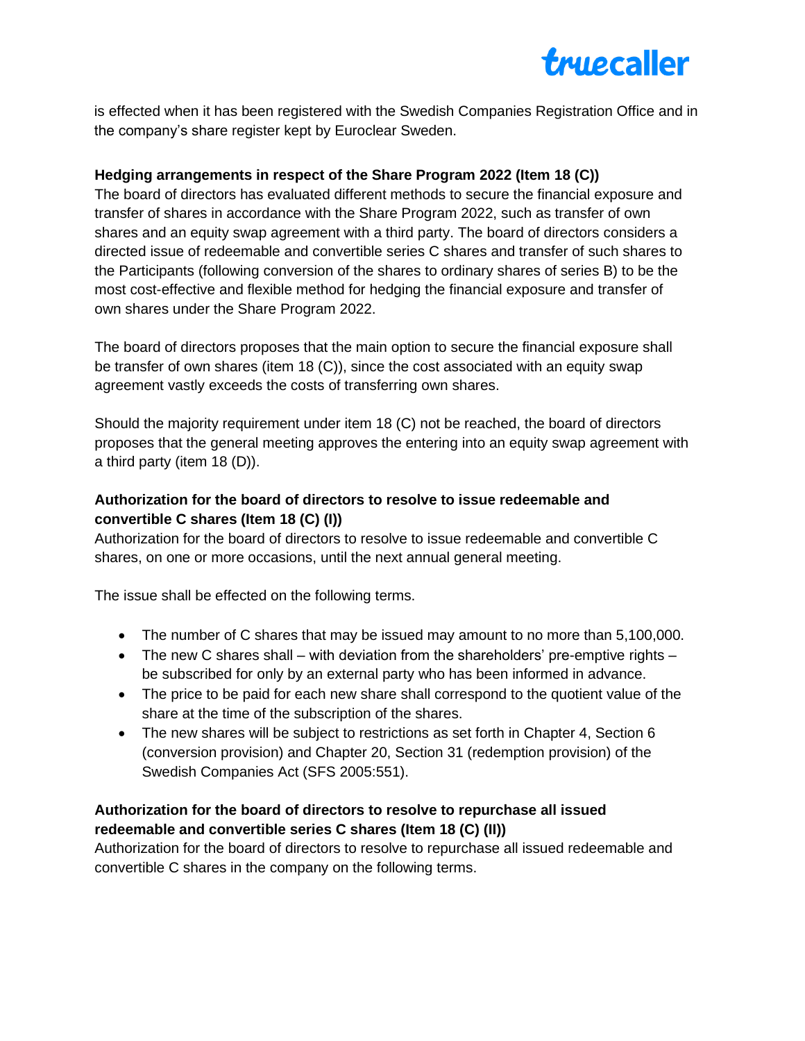is effected when it has been registered with the Swedish Companies Registration Office and in the company's share register kept by Euroclear Sweden.

**Hedging arrangements in respect of the Share Program 2022 (Item 18 (C))**

The board of directors has evaluated different methods to secure the financial exposure and transfer of shares in accordance with the Share Program 2022, such as transfer of own shares and an equity swap agreement with a third party. The board of directors considers a directed issue of redeemable and convertible series C shares and transfer of such shares to the Participants (following conversion of the shares to ordinary shares of series B) to be the most cost-effective and flexible method for hedging the financial exposure and transfer of own shares under the Share Program 2022.

The board of directors proposes that the main option to secure the financial exposure shall be transfer of own shares (item 18 (C)), since the cost associated with an equity swap agreement vastly exceeds the costs of transferring own shares.

Should the majority requirement under item 18 (C) not be reached, the board of directors proposes that the general meeting approves the entering into an equity swap agreement with a third party (item 18 (D)).

**Authorization for the board of directors to resolve to issue redeemable and convertible C shares (Item 18 (C) (I))**

Authorization for the board of directors to resolve to issue redeemable and convertible C shares, on one or more occasions, until the next annual general meeting.

The issue shall be effected on the following terms.

- The number of C shares that may be issued may amount to no more than 5,100,000.
- The new C shares shall – with deviation from the shareholders' pre-emptive rights – be subscribed for only by an external party who has been informed in advance.
- The price to be paid for each new share shall correspond to the quotient value of the share at the time of the subscription of the shares.
- The new shares will be subject to restrictions as set forth in Chapter 4, Section 6 (conversion provision) and Chapter 20, Section 31 (redemption provision) of the Swedish Companies Act (SFS 2005:551).

**Authorization for the board of directors to resolve to repurchase all issued redeemable and convertible series C shares (Item 18 (C) (II))**

Authorization for the board of directors to resolve to repurchase all issued redeemable and convertible C shares in the company on the following terms.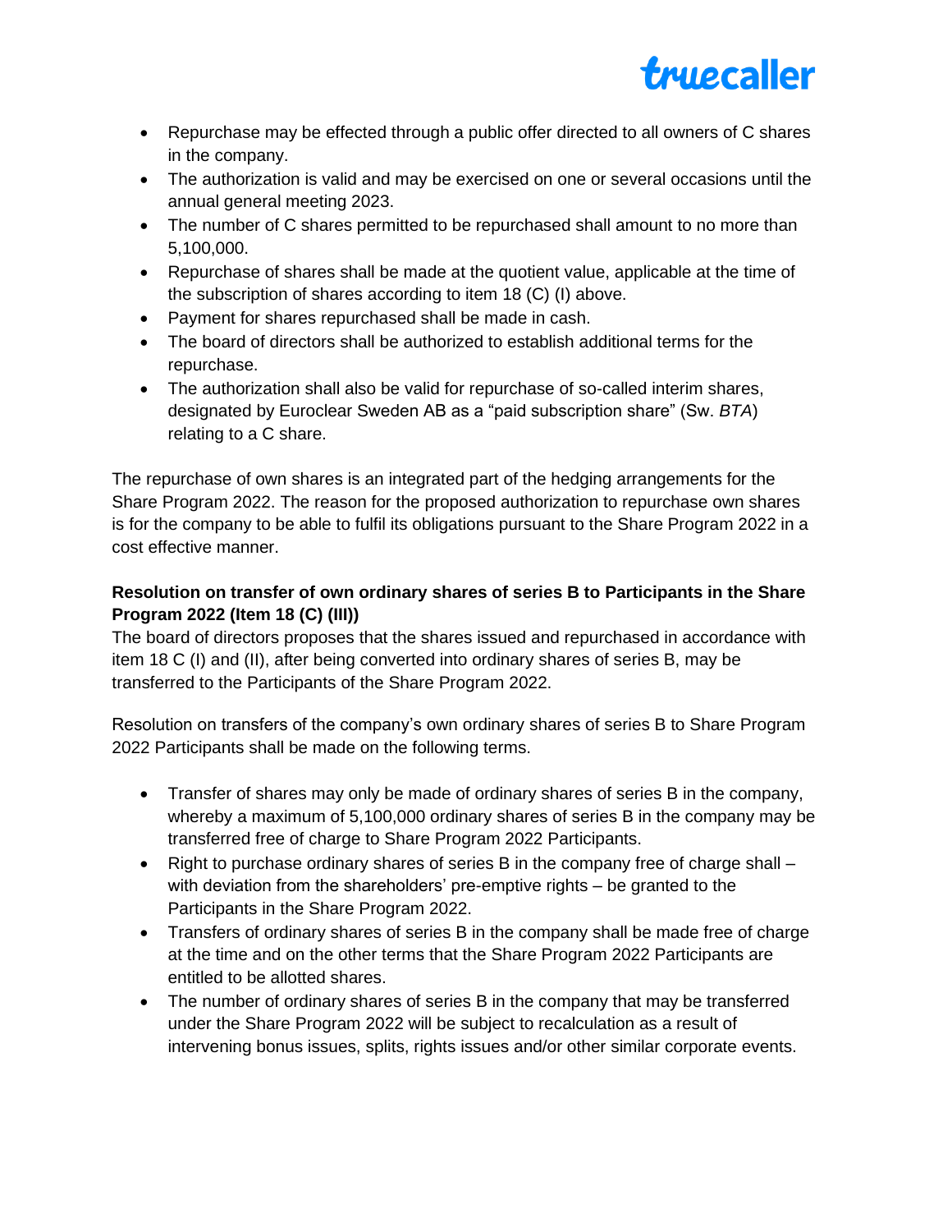- Repurchase may be effected through a public offer directed to all owners of C shares in the company.
- The authorization is valid and may be exercised on one or several occasions until the annual general meeting 2023.
- The number of C shares permitted to be repurchased shall amount to no more than 5,100,000.
- Repurchase of shares shall be made at the quotient value, applicable at the time of the subscription of shares according to item 18 (C) (I) above.
- Payment for shares repurchased shall be made in cash.
- The board of directors shall be authorized to establish additional terms for the repurchase.
- The authorization shall also be valid for repurchase of so-called interim shares, designated by Euroclear Sweden AB as a "paid subscription share" (Sw. *BTA*) relating to a C share.

The repurchase of own shares is an integrated part of the hedging arrangements for the Share Program 2022. The reason for the proposed authorization to repurchase own shares is for the company to be able to fulfil its obligations pursuant to the Share Program 2022 in a cost effective manner.

**Resolution on transfer of own ordinary shares of series B to Participants in the Share Program 2022 (Item 18 (C) (III))**

The board of directors proposes that the shares issued and repurchased in accordance with item 18 C (I) and (II), after being converted into ordinary shares of series B, may be transferred to the Participants of the Share Program 2022.

Resolution on transfers of the company's own ordinary shares of series B to Share Program 2022 Participants shall be made on the following terms.

- Transfer of shares may only be made of ordinary shares of series B in the company, whereby a maximum of 5,100,000 ordinary shares of series B in the company may be transferred free of charge to Share Program 2022 Participants.
- Right to purchase ordinary shares of series B in the company free of charge shall – with deviation from the shareholders' pre-emptive rights – be granted to the Participants in the Share Program 2022.
- Transfers of ordinary shares of series B in the company shall be made free of charge at the time and on the other terms that the Share Program 2022 Participants are entitled to be allotted shares.
- The number of ordinary shares of series B in the company that may be transferred under the Share Program 2022 will be subject to recalculation as a result of intervening bonus issues, splits, rights issues and/or other similar corporate events.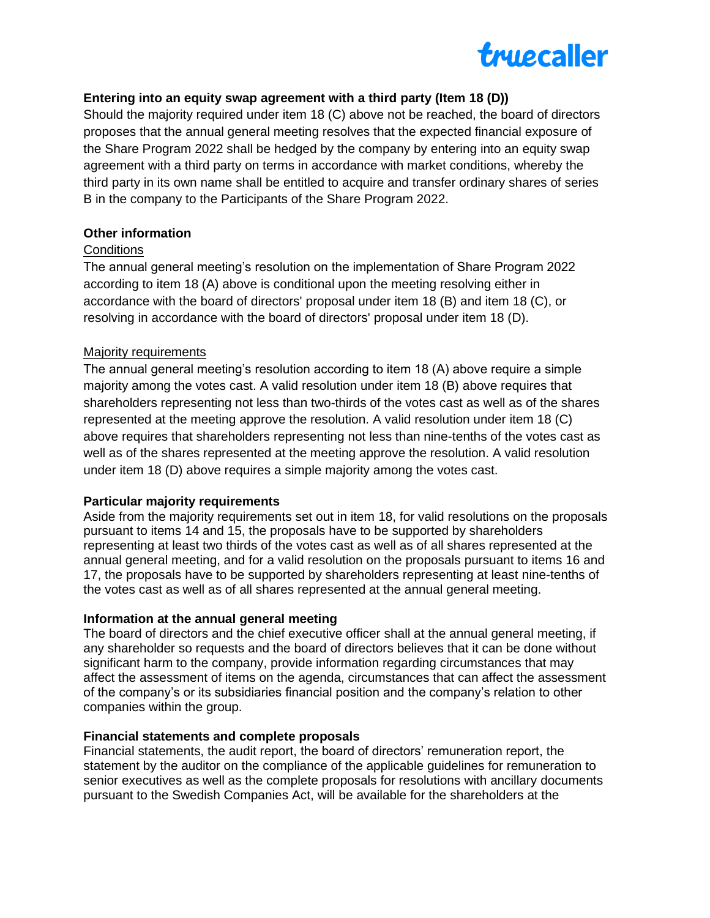**Entering into an equity swap agreement with a third party (Item 18 (D))**

Should the majority required under item 18 (C) above not be reached, the board of directors proposes that the annual general meeting resolves that the expected financial exposure of the Share Program 2022 shall be hedged by the company by entering into an equity swap agreement with a third party on terms in accordance with market conditions, whereby the third party in its own name shall be entitled to acquire and transfer ordinary shares of series B in the company to the Participants of the Share Program 2022.

**Other information**

Conditions

The annual general meeting's resolution on the implementation of Share Program 2022 according to item 18 (A) above is conditional upon the meeting resolving either in accordance with the board of directors' proposal under item 18 (B) and item 18 (C), or resolving in accordance with the board of directors' proposal under item 18 (D).

Majority requirements

The annual general meeting's resolution according to item 18 (A) above require a simple majority among the votes cast. A valid resolution under item 18 (B) above requires that shareholders representing not less than two-thirds of the votes cast as well as of the shares represented at the meeting approve the resolution. A valid resolution under item 18 (C) above requires that shareholders representing not less than nine-tenths of the votes cast as well as of the shares represented at the meeting approve the resolution. A valid resolution under item 18 (D) above requires a simple majority among the votes cast.

**Particular majority requirements**

Aside from the majority requirements set out in item 18, for valid resolutions on the proposals pursuant to items 14 and 15, the proposals have to be supported by shareholders representing at least two thirds of the votes cast as well as of all shares represented at the annual general meeting, and for a valid resolution on the proposals pursuant to items 16 and 17, the proposals have to be supported by shareholders representing at least nine-tenths of the votes cast as well as of all shares represented at the annual general meeting.

**Information at the annual general meeting**

The board of directors and the chief executive officer shall at the annual general meeting, if any shareholder so requests and the board of directors believes that it can be done without significant harm to the company, provide information regarding circumstances that may affect the assessment of items on the agenda, circumstances that can affect the assessment of the company's or its subsidiaries financial position and the company's relation to other companies within the group.

**Financial statements and complete proposals**

Financial statements, the audit report, the board of directors' remuneration report, the statement by the auditor on the compliance of the applicable guidelines for remuneration to senior executives as well as the complete proposals for resolutions with ancillary documents pursuant to the Swedish Companies Act, will be available for the shareholders at the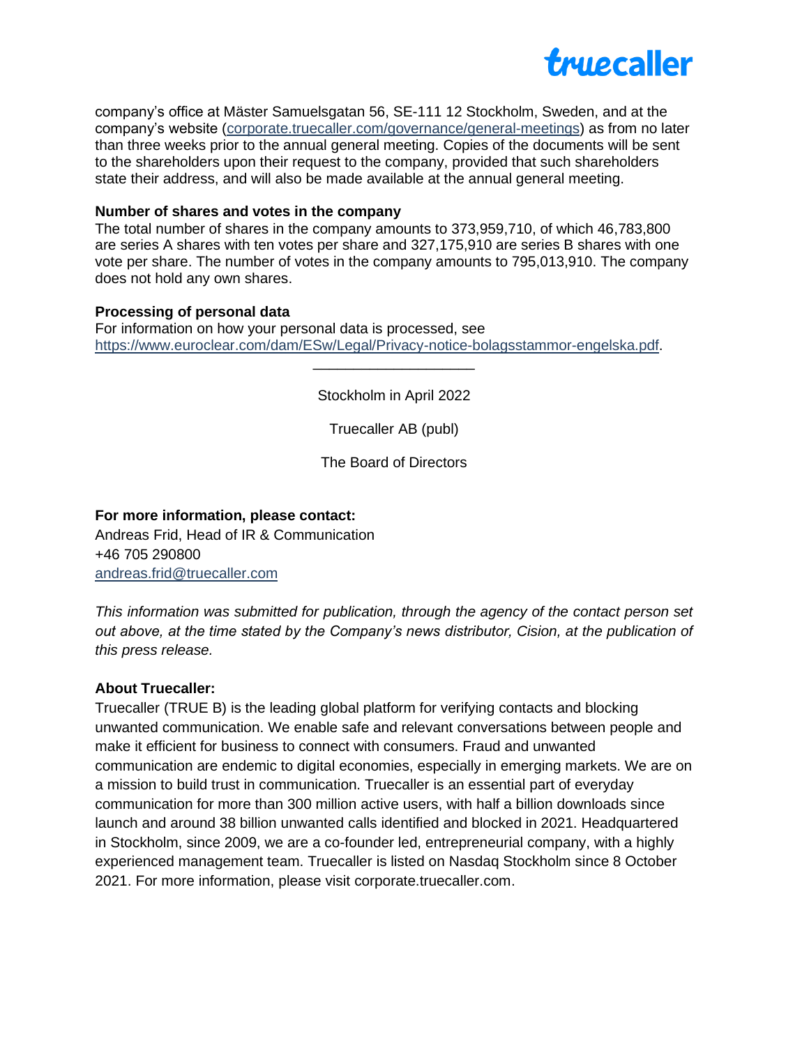company's office at Mäster Samuelsgatan 56, SE-111 12 Stockholm, Sweden, and at the company's website (corporate.truecaller.com/governance/general-meetings) as from no later than three weeks prior to the annual general meeting. Copies of the documents will be sent to the shareholders upon their request to the company, provided that such shareholders state their address, and will also be made available at the annual general meeting.

**Number of shares and votes in the company**
The total number of shares in the company amounts to 373,959,710, of which 46,783,800 are series A shares with ten votes per share and 327,175,910 are series B shares with one vote per share. The number of votes in the company amounts to 795,013,910. The company does not hold any own shares.

**Processing of personal data**
For information on how your personal data is processed, see https://www.euroclear.com/dam/ESw/Legal/Privacy-notice-bolagsstammor-engelska.pdf.

\_\_\_\_\_\_\_\_\_\_\_\_\_\_\_\_\_\_\_\_

Stockholm in April 2022

Truecaller AB (publ)

The Board of Directors

**For more information, please contact:**
Andreas Frid, Head of IR & Communication
+46 705 290800
andreas.frid@truecaller.com

*This information was submitted for publication, through the agency of the contact person set out above, at the time stated by the Company's news distributor, Cision, at the publication of this press release.*

**About Truecaller:**
Truecaller (TRUE B) is the leading global platform for verifying contacts and blocking unwanted communication. We enable safe and relevant conversations between people and make it efficient for business to connect with consumers. Fraud and unwanted communication are endemic to digital economies, especially in emerging markets. We are on a mission to build trust in communication. Truecaller is an essential part of everyday communication for more than 300 million active users, with half a billion downloads since launch and around 38 billion unwanted calls identified and blocked in 2021. Headquartered in Stockholm, since 2009, we are a co-founder led, entrepreneurial company, with a highly experienced management team. Truecaller is listed on Nasdaq Stockholm since 8 October 2021. For more information, please visit corporate.truecaller.com.